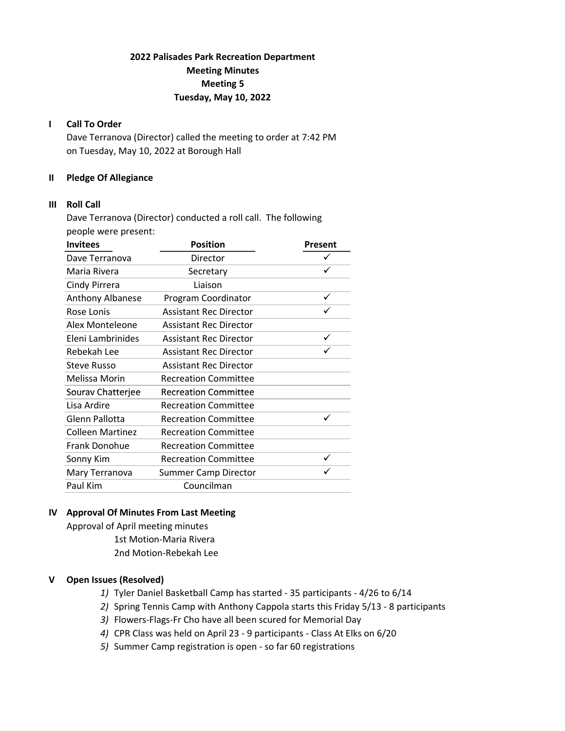# 2022 Palisades Park Recreation Department
## Meeting Minutes
## Meeting 5
## Tuesday, May 10, 2022

### I Call To Order

Dave Terranova (Director) called the meeting to order at 7:42 PM on Tuesday, May 10, 2022 at Borough Hall

### II Pledge Of Allegiance

### III Roll Call

Dave Terranova (Director) conducted a roll call. The following people were present:

| Invitees | Position | Present |
|---|---|---|
| Dave Terranova | Director | ✓ |
| Maria Rivera | Secretary | ✓ |
| Cindy Pirrera | Liaison | |
| Anthony Albanese | Program Coordinator | ✓ |
| Rose Lonis | Assistant Rec Director | ✓ |
| Alex Monteleone | Assistant Rec Director | |
| Eleni Lambrinides | Assistant Rec Director | ✓ |
| Rebekah Lee | Assistant Rec Director | ✓ |
| Steve Russo | Assistant Rec Director | |
| Melissa Morin | Recreation Committee | |
| Sourav Chatterjee | Recreation Committee | |
| Lisa Ardire | Recreation Committee | |
| Glenn Pallotta | Recreation Committee | ✓ |
| Colleen Martinez | Recreation Committee | |
| Frank Donohue | Recreation Committee | |
| Sonny Kim | Recreation Committee | ✓ |
| Mary Terranova | Summer Camp Director | ✓ |
| Paul Kim | Councilman | |

### IV Approval Of Minutes From Last Meeting

Approval of April meeting minutes

1st Motion-Maria Rivera

2nd Motion-Rebekah Lee

### V Open Issues (Resolved)

1) Tyler Daniel Basketball Camp has started - 35 participants - 4/26 to 6/14
2) Spring Tennis Camp with Anthony Cappola starts this Friday 5/13 - 8 participants
3) Flowers-Flags-Fr Cho have all been scured for Memorial Day
4) CPR Class was held on April 23 - 9 participants - Class At Elks on 6/20
5) Summer Camp registration is open - so far 60 registrations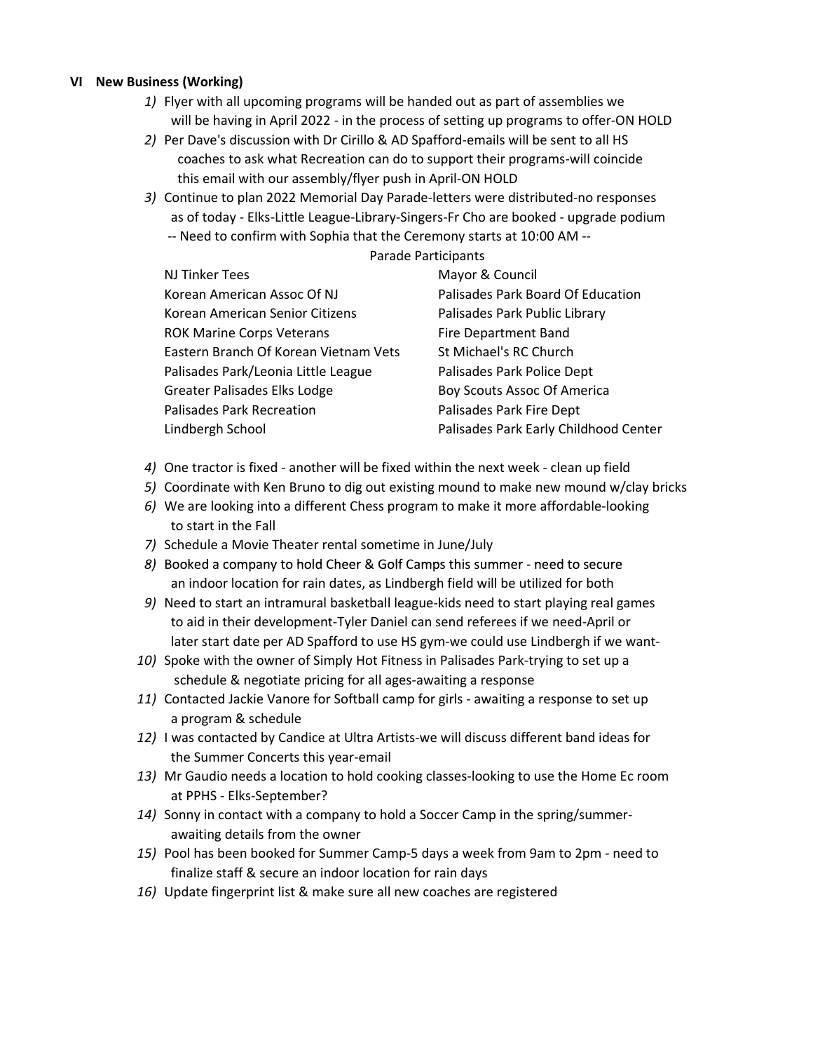## VI New Business (Working)

1) Flyer with all upcoming programs will be handed out as part of assemblies we will be having in April 2022 - in the process of setting up programs to offer-ON HOLD
2) Per Dave's discussion with Dr Cirillo & AD Spafford-emails will be sent to all HS coaches to ask what Recreation can do to support their programs-will coincide this email with our assembly/flyer push in April-ON HOLD
3) Continue to plan 2022 Memorial Day Parade-letters were distributed-no responses as of today - Elks-Little League-Library-Singers-Fr Cho are booked - upgrade podium -- Need to confirm with Sophia that the Ceremony starts at 10:00 AM --

Parade Participants

| | |
|---|---|
| NJ Tinker Tees | Mayor & Council |
| Korean American Assoc Of NJ | Palisades Park Board Of Education |
| Korean American Senior Citizens | Palisades Park Public Library |
| ROK Marine Corps Veterans | Fire Department Band |
| Eastern Branch Of Korean Vietnam Vets | St Michael's RC Church |
| Palisades Park/Leonia Little League | Palisades Park Police Dept |
| Greater Palisades Elks Lodge | Boy Scouts Assoc Of America |
| Palisades Park Recreation | Palisades Park Fire Dept |
| Lindbergh School | Palisades Park Early Childhood Center |

4) One tractor is fixed - another will be fixed within the next week - clean up field
5) Coordinate with Ken Bruno to dig out existing mound to make new mound w/clay bricks
6) We are looking into a different Chess program to make it more affordable-looking to start in the Fall
7) Schedule a Movie Theater rental sometime in June/July
8) Booked a company to hold Cheer & Golf Camps this summer - need to secure an indoor location for rain dates, as Lindbergh field will be utilized for both
9) Need to start an intramural basketball league-kids need to start playing real games to aid in their development-Tyler Daniel can send referees if we need-April or later start date per AD Spafford to use HS gym-we could use Lindbergh if we want-
10) Spoke with the owner of Simply Hot Fitness in Palisades Park-trying to set up a schedule & negotiate pricing for all ages-awaiting a response
11) Contacted Jackie Vanore for Softball camp for girls - awaiting a response to set up a program & schedule
12) I was contacted by Candice at Ultra Artists-we will discuss different band ideas for the Summer Concerts this year-email
13) Mr Gaudio needs a location to hold cooking classes-looking to use the Home Ec room at PPHS - Elks-September?
14) Sonny in contact with a company to hold a Soccer Camp in the spring/summer-awaiting details from the owner
15) Pool has been booked for Summer Camp-5 days a week from 9am to 2pm - need to finalize staff & secure an indoor location for rain days
16) Update fingerprint list & make sure all new coaches are registered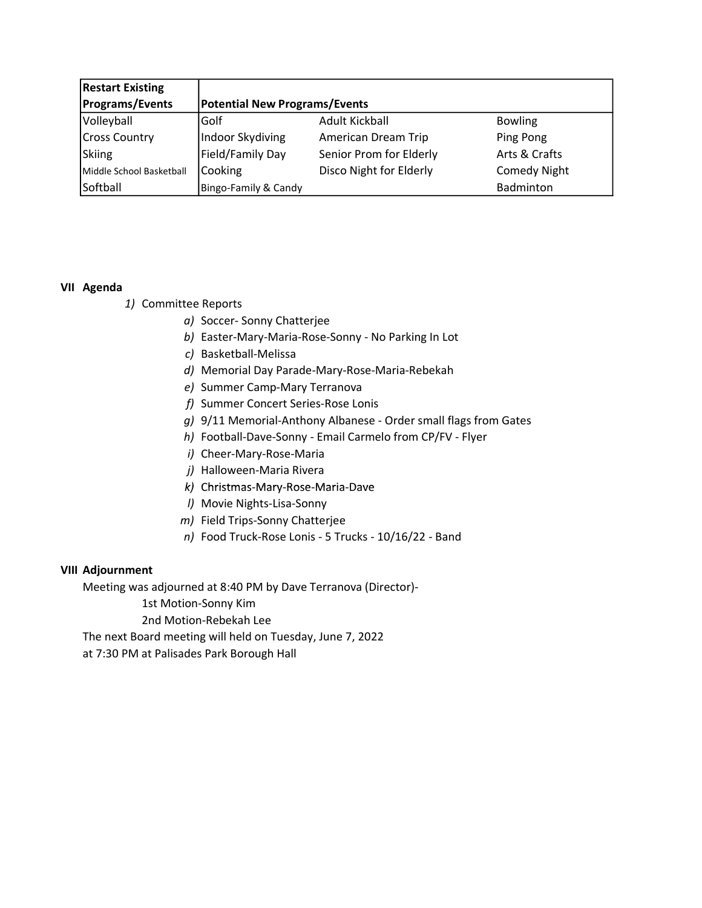| Restart Existing Programs/Events | Potential New Programs/Events | | |
| --- | --- | --- | --- |
| Volleyball | Golf | Adult Kickball | Bowling |
| Cross Country | Indoor Skydiving | American Dream Trip | Ping Pong |
| Skiing | Field/Family Day | Senior Prom for Elderly | Arts & Crafts |
| Middle School Basketball | Cooking | Disco Night for Elderly | Comedy Night |
| Softball | Bingo-Family & Candy | | Badminton |

**VII Agenda**

*1)* Committee Reports

- *a)* Soccer- Sonny Chatterjee
- *b)* Easter-Mary-Maria-Rose-Sonny - No Parking In Lot
- *c)* Basketball-Melissa
- *d)* Memorial Day Parade-Mary-Rose-Maria-Rebekah
- *e)* Summer Camp-Mary Terranova
- *f)* Summer Concert Series-Rose Lonis
- *g)* 9/11 Memorial-Anthony Albanese - Order small flags from Gates
- *h)* Football-Dave-Sonny - Email Carmelo from CP/FV - Flyer
- *i)* Cheer-Mary-Rose-Maria
- *j)* Halloween-Maria Rivera
- *k)* Christmas-Mary-Rose-Maria-Dave
- *l)* Movie Nights-Lisa-Sonny
- *m)* Field Trips-Sonny Chatterjee
- *n)* Food Truck-Rose Lonis - 5 Trucks - 10/16/22 - Band

**VIII Adjournment**

Meeting was adjourned at 8:40 PM by Dave Terranova (Director)-

1st Motion-Sonny Kim

2nd Motion-Rebekah Lee

The next Board meeting will held on Tuesday, June 7, 2022
at 7:30 PM at Palisades Park Borough Hall